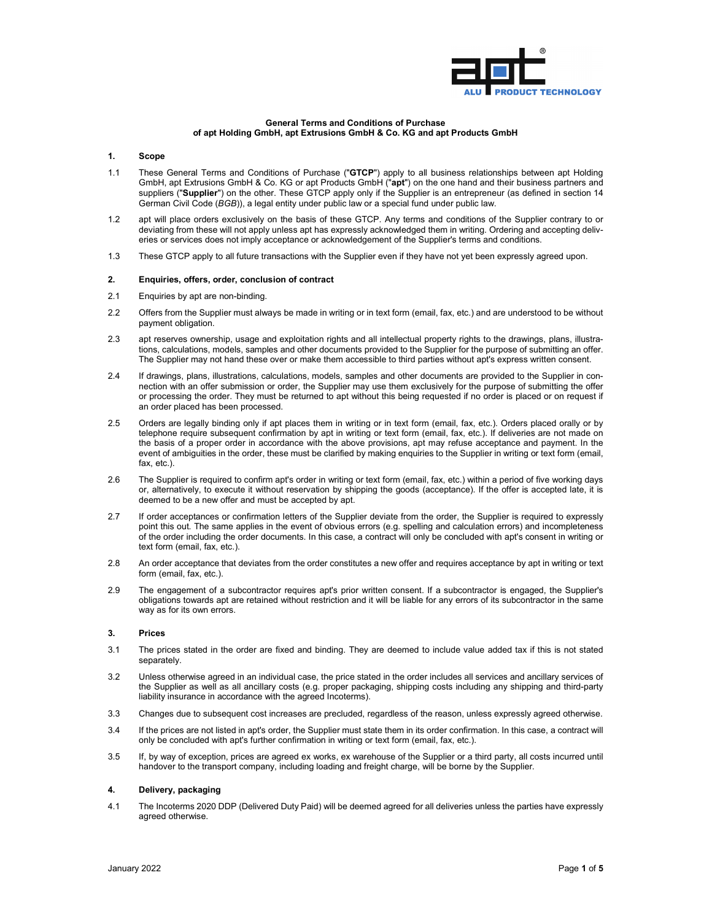**General Terms and Conditions of Purchase of apt Holding GmbH, apt Extrusions GmbH & Co. KG and apt Products GmbH**

## 1. Scope

1.1 These General Terms and Conditions of Purchase ("**GTCP**") apply to all business relationships between apt Holding GmbH, apt Extrusions GmbH & Co. KG or apt Products GmbH ("**apt**") on the one hand and their business partners and suppliers ("**Supplier**") on the other. These GTCP apply only if the Supplier is an entrepreneur (as defined in section 14 German Civil Code (*BGB*)), a legal entity under public law or a special fund under public law.

1.2 apt will place orders exclusively on the basis of these GTCP. Any terms and conditions of the Supplier contrary to or deviating from these will not apply unless apt has expressly acknowledged them in writing. Ordering and accepting deliveries or services does not imply acceptance or acknowledgement of the Supplier's terms and conditions.

1.3 These GTCP apply to all future transactions with the Supplier even if they have not yet been expressly agreed upon.

## 2. Enquiries, offers, order, conclusion of contract

2.1 Enquiries by apt are non-binding.

2.2 Offers from the Supplier must always be made in writing or in text form (email, fax, etc.) and are understood to be without payment obligation.

2.3 apt reserves ownership, usage and exploitation rights and all intellectual property rights to the drawings, plans, illustrations, calculations, models, samples and other documents provided to the Supplier for the purpose of submitting an offer. The Supplier may not hand these over or make them accessible to third parties without apt's express written consent.

2.4 If drawings, plans, illustrations, calculations, models, samples and other documents are provided to the Supplier in connection with an offer submission or order, the Supplier may use them exclusively for the purpose of submitting the offer or processing the order. They must be returned to apt without this being requested if no order is placed or on request if an order placed has been processed.

2.5 Orders are legally binding only if apt places them in writing or in text form (email, fax, etc.). Orders placed orally or by telephone require subsequent confirmation by apt in writing or text form (email, fax, etc.). If deliveries are not made on the basis of a proper order in accordance with the above provisions, apt may refuse acceptance and payment. In the event of ambiguities in the order, these must be clarified by making enquiries to the Supplier in writing or text form (email, fax, etc.).

2.6 The Supplier is required to confirm apt's order in writing or text form (email, fax, etc.) within a period of five working days or, alternatively, to execute it without reservation by shipping the goods (acceptance). If the offer is accepted late, it is deemed to be a new offer and must be accepted by apt.

2.7 If order acceptances or confirmation letters of the Supplier deviate from the order, the Supplier is required to expressly point this out. The same applies in the event of obvious errors (e.g. spelling and calculation errors) and incompleteness of the order including the order documents. In this case, a contract will only be concluded with apt's consent in writing or text form (email, fax, etc.).

2.8 An order acceptance that deviates from the order constitutes a new offer and requires acceptance by apt in writing or text form (email, fax, etc.).

2.9 The engagement of a subcontractor requires apt's prior written consent. If a subcontractor is engaged, the Supplier's obligations towards apt are retained without restriction and it will be liable for any errors of its subcontractor in the same way as for its own errors.

## 3. Prices

3.1 The prices stated in the order are fixed and binding. They are deemed to include value added tax if this is not stated separately.

3.2 Unless otherwise agreed in an individual case, the price stated in the order includes all services and ancillary services of the Supplier as well as all ancillary costs (e.g. proper packaging, shipping costs including any shipping and third-party liability insurance in accordance with the agreed Incoterms).

3.3 Changes due to subsequent cost increases are precluded, regardless of the reason, unless expressly agreed otherwise.

3.4 If the prices are not listed in apt's order, the Supplier must state them in its order confirmation. In this case, a contract will only be concluded with apt's further confirmation in writing or text form (email, fax, etc.).

3.5 If, by way of exception, prices are agreed ex works, ex warehouse of the Supplier or a third party, all costs incurred until handover to the transport company, including loading and freight charge, will be borne by the Supplier.

## 4. Delivery, packaging

4.1 The Incoterms 2020 DDP (Delivered Duty Paid) will be deemed agreed for all deliveries unless the parties have expressly agreed otherwise.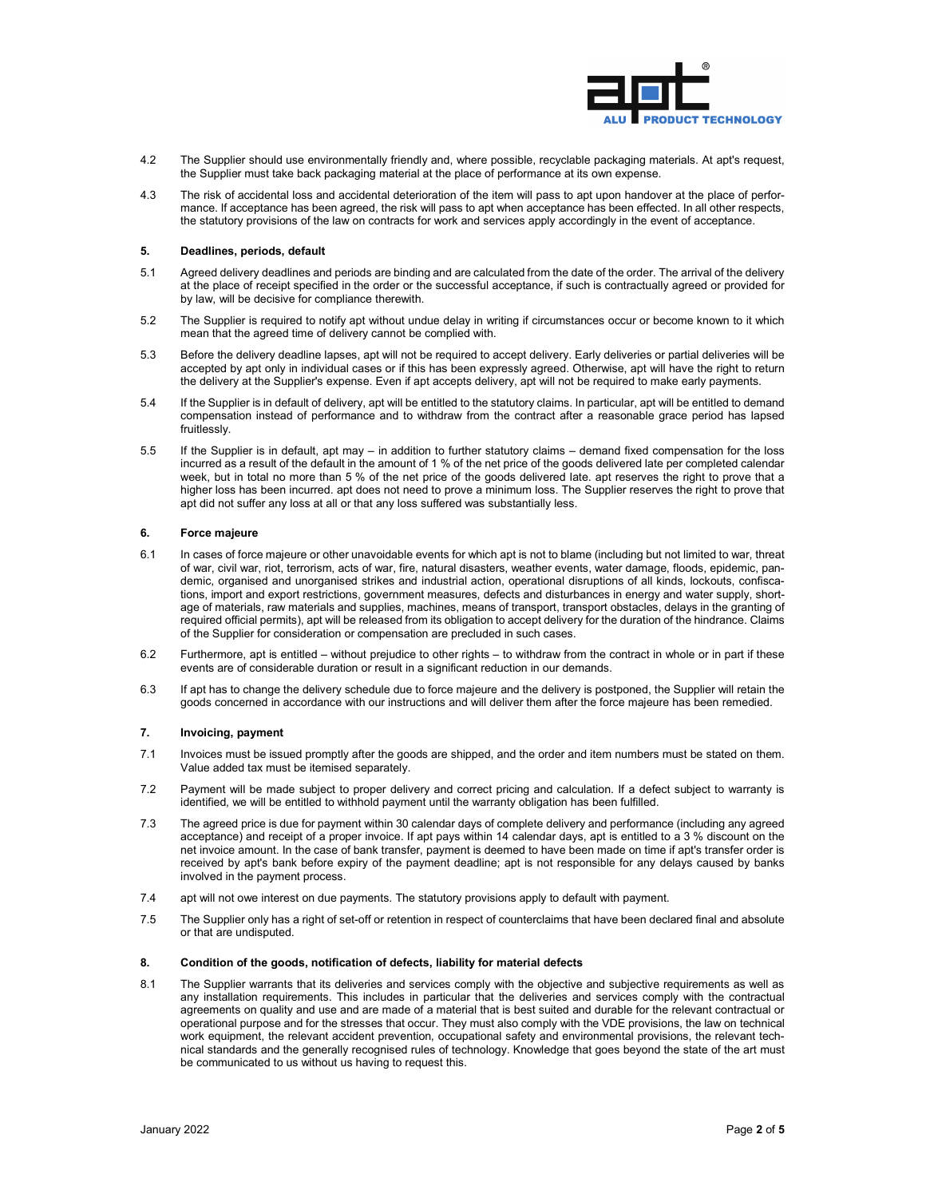4.2 The Supplier should use environmentally friendly and, where possible, recyclable packaging materials. At apt's request, the Supplier must take back packaging material at the place of performance at its own expense.

4.3 The risk of accidental loss and accidental deterioration of the item will pass to apt upon handover at the place of performance. If acceptance has been agreed, the risk will pass to apt when acceptance has been effected. In all other respects, the statutory provisions of the law on contracts for work and services apply accordingly in the event of acceptance.

## 5. Deadlines, periods, default

5.1 Agreed delivery deadlines and periods are binding and are calculated from the date of the order. The arrival of the delivery at the place of receipt specified in the order or the successful acceptance, if such is contractually agreed or provided for by law, will be decisive for compliance therewith.

5.2 The Supplier is required to notify apt without undue delay in writing if circumstances occur or become known to it which mean that the agreed time of delivery cannot be complied with.

5.3 Before the delivery deadline lapses, apt will not be required to accept delivery. Early deliveries or partial deliveries will be accepted by apt only in individual cases or if this has been expressly agreed. Otherwise, apt will have the right to return the delivery at the Supplier's expense. Even if apt accepts delivery, apt will not be required to make early payments.

5.4 If the Supplier is in default of delivery, apt will be entitled to the statutory claims. In particular, apt will be entitled to demand compensation instead of performance and to withdraw from the contract after a reasonable grace period has lapsed fruitlessly.

5.5 If the Supplier is in default, apt may – in addition to further statutory claims – demand fixed compensation for the loss incurred as a result of the default in the amount of 1 % of the net price of the goods delivered late per completed calendar week, but in total no more than 5 % of the net price of the goods delivered late. apt reserves the right to prove that a higher loss has been incurred. apt does not need to prove a minimum loss. The Supplier reserves the right to prove that apt did not suffer any loss at all or that any loss suffered was substantially less.

## 6. Force majeure

6.1 In cases of force majeure or other unavoidable events for which apt is not to blame (including but not limited to war, threat of war, civil war, riot, terrorism, acts of war, fire, natural disasters, weather events, water damage, floods, epidemic, pandemic, organised and unorganised strikes and industrial action, operational disruptions of all kinds, lockouts, confiscations, import and export restrictions, government measures, defects and disturbances in energy and water supply, shortage of materials, raw materials and supplies, machines, means of transport, transport obstacles, delays in the granting of required official permits), apt will be released from its obligation to accept delivery for the duration of the hindrance. Claims of the Supplier for consideration or compensation are precluded in such cases.

6.2 Furthermore, apt is entitled – without prejudice to other rights – to withdraw from the contract in whole or in part if these events are of considerable duration or result in a significant reduction in our demands.

6.3 If apt has to change the delivery schedule due to force majeure and the delivery is postponed, the Supplier will retain the goods concerned in accordance with our instructions and will deliver them after the force majeure has been remedied.

## 7. Invoicing, payment

7.1 Invoices must be issued promptly after the goods are shipped, and the order and item numbers must be stated on them. Value added tax must be itemised separately.

7.2 Payment will be made subject to proper delivery and correct pricing and calculation. If a defect subject to warranty is identified, we will be entitled to withhold payment until the warranty obligation has been fulfilled.

7.3 The agreed price is due for payment within 30 calendar days of complete delivery and performance (including any agreed acceptance) and receipt of a proper invoice. If apt pays within 14 calendar days, apt is entitled to a 3 % discount on the net invoice amount. In the case of bank transfer, payment is deemed to have been made on time if apt's transfer order is received by apt's bank before expiry of the payment deadline; apt is not responsible for any delays caused by banks involved in the payment process.

7.4 apt will not owe interest on due payments. The statutory provisions apply to default with payment.

7.5 The Supplier only has a right of set-off or retention in respect of counterclaims that have been declared final and absolute or that are undisputed.

## 8. Condition of the goods, notification of defects, liability for material defects

8.1 The Supplier warrants that its deliveries and services comply with the objective and subjective requirements as well as any installation requirements. This includes in particular that the deliveries and services comply with the contractual agreements on quality and use and are made of a material that is best suited and durable for the relevant contractual or operational purpose and for the stresses that occur. They must also comply with the VDE provisions, the law on technical work equipment, the relevant accident prevention, occupational safety and environmental provisions, the relevant technical standards and the generally recognised rules of technology. Knowledge that goes beyond the state of the art must be communicated to us without us having to request this.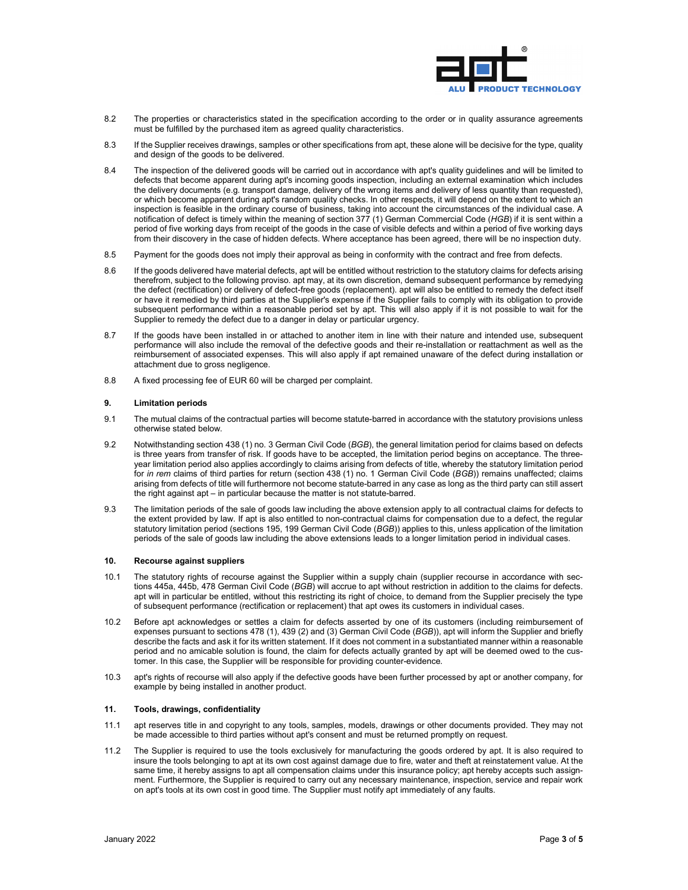8.2 The properties or characteristics stated in the specification according to the order or in quality assurance agreements must be fulfilled by the purchased item as agreed quality characteristics.

8.3 If the Supplier receives drawings, samples or other specifications from apt, these alone will be decisive for the type, quality and design of the goods to be delivered.

8.4 The inspection of the delivered goods will be carried out in accordance with apt's quality guidelines and will be limited to defects that become apparent during apt's incoming goods inspection, including an external examination which includes the delivery documents (e.g. transport damage, delivery of the wrong items and delivery of less quantity than requested), or which become apparent during apt's random quality checks. In other respects, it will depend on the extent to which an inspection is feasible in the ordinary course of business, taking into account the circumstances of the individual case. A notification of defect is timely within the meaning of section 377 (1) German Commercial Code (*HGB*) if it is sent within a period of five working days from receipt of the goods in the case of visible defects and within a period of five working days from their discovery in the case of hidden defects. Where acceptance has been agreed, there will be no inspection duty.

8.5 Payment for the goods does not imply their approval as being in conformity with the contract and free from defects.

8.6 If the goods delivered have material defects, apt will be entitled without restriction to the statutory claims for defects arising therefrom, subject to the following proviso. apt may, at its own discretion, demand subsequent performance by remedying the defect (rectification) or delivery of defect-free goods (replacement). apt will also be entitled to remedy the defect itself or have it remedied by third parties at the Supplier's expense if the Supplier fails to comply with its obligation to provide subsequent performance within a reasonable period set by apt. This will also apply if it is not possible to wait for the Supplier to remedy the defect due to a danger in delay or particular urgency.

8.7 If the goods have been installed in or attached to another item in line with their nature and intended use, subsequent performance will also include the removal of the defective goods and their re-installation or reattachment as well as the reimbursement of associated expenses. This will also apply if apt remained unaware of the defect during installation or attachment due to gross negligence.

8.8 A fixed processing fee of EUR 60 will be charged per complaint.

## 9. Limitation periods

9.1 The mutual claims of the contractual parties will become statute-barred in accordance with the statutory provisions unless otherwise stated below.

9.2 Notwithstanding section 438 (1) no. 3 German Civil Code (*BGB*), the general limitation period for claims based on defects is three years from transfer of risk. If goods have to be accepted, the limitation period begins on acceptance. The three-year limitation period also applies accordingly to claims arising from defects of title, whereby the statutory limitation period for *in rem* claims of third parties for return (section 438 (1) no. 1 German Civil Code (*BGB*)) remains unaffected; claims arising from defects of title will furthermore not become statute-barred in any case as long as the third party can still assert the right against apt – in particular because the matter is not statute-barred.

9.3 The limitation periods of the sale of goods law including the above extension apply to all contractual claims for defects to the extent provided by law. If apt is also entitled to non-contractual claims for compensation due to a defect, the regular statutory limitation period (sections 195, 199 German Civil Code (*BGB*)) applies to this, unless application of the limitation periods of the sale of goods law including the above extensions leads to a longer limitation period in individual cases.

## 10. Recourse against suppliers

10.1 The statutory rights of recourse against the Supplier within a supply chain (supplier recourse in accordance with sections 445a, 445b, 478 German Civil Code (*BGB*) will accrue to apt without restriction in addition to the claims for defects. apt will in particular be entitled, without this restricting its right of choice, to demand from the Supplier precisely the type of subsequent performance (rectification or replacement) that apt owes its customers in individual cases.

10.2 Before apt acknowledges or settles a claim for defects asserted by one of its customers (including reimbursement of expenses pursuant to sections 478 (1), 439 (2) and (3) German Civil Code (*BGB*)), apt will inform the Supplier and briefly describe the facts and ask it for its written statement. If it does not comment in a substantiated manner within a reasonable period and no amicable solution is found, the claim for defects actually granted by apt will be deemed owed to the customer. In this case, the Supplier will be responsible for providing counter-evidence.

10.3 apt's rights of recourse will also apply if the defective goods have been further processed by apt or another company, for example by being installed in another product.

## 11. Tools, drawings, confidentiality

11.1 apt reserves title in and copyright to any tools, samples, models, drawings or other documents provided. They may not be made accessible to third parties without apt's consent and must be returned promptly on request.

11.2 The Supplier is required to use the tools exclusively for manufacturing the goods ordered by apt. It is also required to insure the tools belonging to apt at its own cost against damage due to fire, water and theft at reinstatement value. At the same time, it hereby assigns to apt all compensation claims under this insurance policy; apt hereby accepts such assignment. Furthermore, the Supplier is required to carry out any necessary maintenance, inspection, service and repair work on apt's tools at its own cost in good time. The Supplier must notify apt immediately of any faults.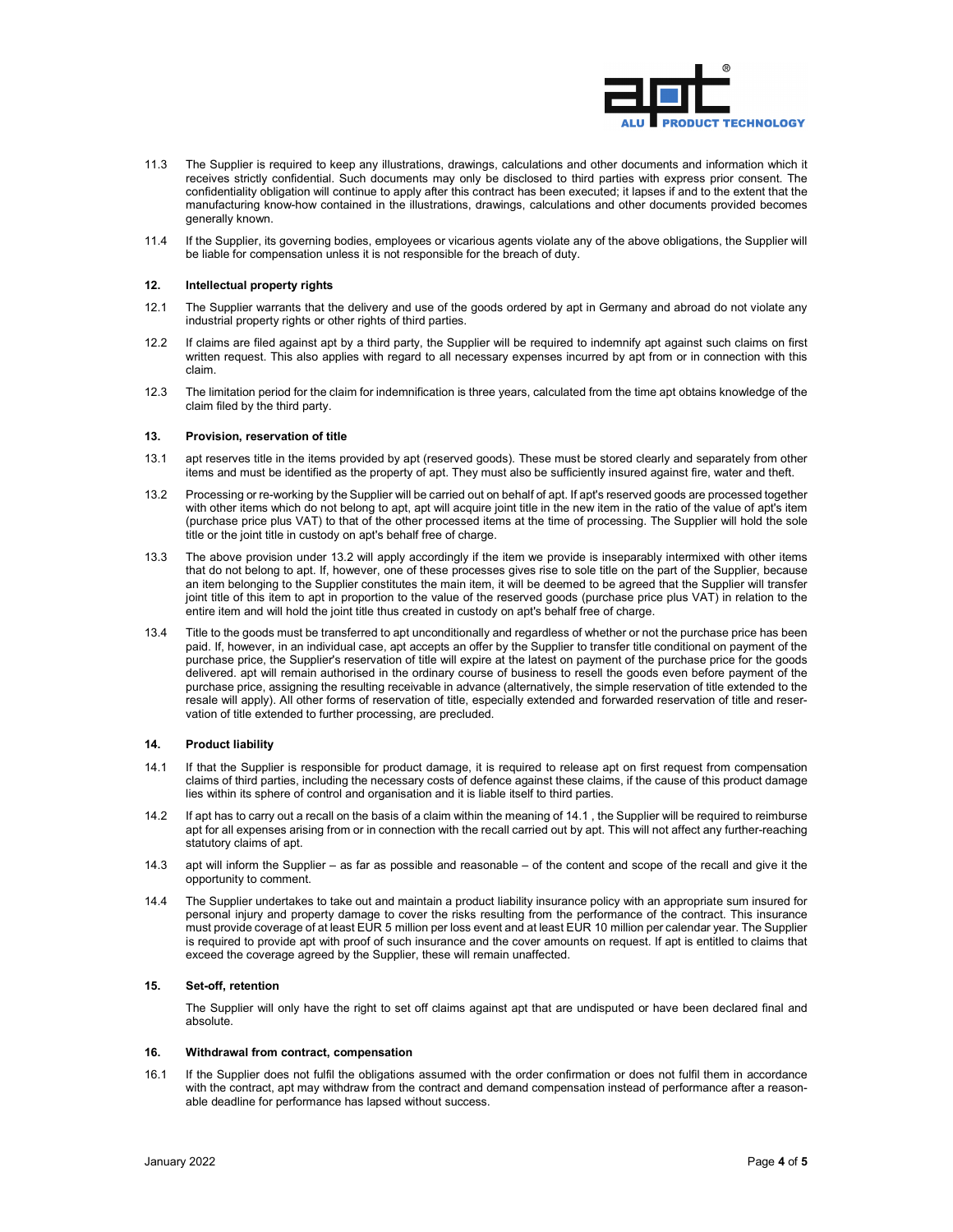11.3 The Supplier is required to keep any illustrations, drawings, calculations and other documents and information which it receives strictly confidential. Such documents may only be disclosed to third parties with express prior consent. The confidentiality obligation will continue to apply after this contract has been executed; it lapses if and to the extent that the manufacturing know-how contained in the illustrations, drawings, calculations and other documents provided becomes generally known.

11.4 If the Supplier, its governing bodies, employees or vicarious agents violate any of the above obligations, the Supplier will be liable for compensation unless it is not responsible for the breach of duty.

### 12. Intellectual property rights

12.1 The Supplier warrants that the delivery and use of the goods ordered by apt in Germany and abroad do not violate any industrial property rights or other rights of third parties.

12.2 If claims are filed against apt by a third party, the Supplier will be required to indemnify apt against such claims on first written request. This also applies with regard to all necessary expenses incurred by apt from or in connection with this claim.

12.3 The limitation period for the claim for indemnification is three years, calculated from the time apt obtains knowledge of the claim filed by the third party.

### 13. Provision, reservation of title

13.1 apt reserves title in the items provided by apt (reserved goods). These must be stored clearly and separately from other items and must be identified as the property of apt. They must also be sufficiently insured against fire, water and theft.

13.2 Processing or re-working by the Supplier will be carried out on behalf of apt. If apt's reserved goods are processed together with other items which do not belong to apt, apt will acquire joint title in the new item in the ratio of the value of apt's item (purchase price plus VAT) to that of the other processed items at the time of processing. The Supplier will hold the sole title or the joint title in custody on apt's behalf free of charge.

13.3 The above provision under 13.2 will apply accordingly if the item we provide is inseparably intermixed with other items that do not belong to apt. If, however, one of these processes gives rise to sole title on the part of the Supplier, because an item belonging to the Supplier constitutes the main item, it will be deemed to be agreed that the Supplier will transfer joint title of this item to apt in proportion to the value of the reserved goods (purchase price plus VAT) in relation to the entire item and will hold the joint title thus created in custody on apt's behalf free of charge.

13.4 Title to the goods must be transferred to apt unconditionally and regardless of whether or not the purchase price has been paid. If, however, in an individual case, apt accepts an offer by the Supplier to transfer title conditional on payment of the purchase price, the Supplier's reservation of title will expire at the latest on payment of the purchase price for the goods delivered. apt will remain authorised in the ordinary course of business to resell the goods even before payment of the purchase price, assigning the resulting receivable in advance (alternatively, the simple reservation of title extended to the resale will apply). All other forms of reservation of title, especially extended and forwarded reservation of title and reservation of title extended to further processing, are precluded.

### 14. Product liability

14.1 If that the Supplier is responsible for product damage, it is required to release apt on first request from compensation claims of third parties, including the necessary costs of defence against these claims, if the cause of this product damage lies within its sphere of control and organisation and it is liable itself to third parties.

14.2 If apt has to carry out a recall on the basis of a claim within the meaning of 14.1 , the Supplier will be required to reimburse apt for all expenses arising from or in connection with the recall carried out by apt. This will not affect any further-reaching statutory claims of apt.

14.3 apt will inform the Supplier – as far as possible and reasonable – of the content and scope of the recall and give it the opportunity to comment.

14.4 The Supplier undertakes to take out and maintain a product liability insurance policy with an appropriate sum insured for personal injury and property damage to cover the risks resulting from the performance of the contract. This insurance must provide coverage of at least EUR 5 million per loss event and at least EUR 10 million per calendar year. The Supplier is required to provide apt with proof of such insurance and the cover amounts on request. If apt is entitled to claims that exceed the coverage agreed by the Supplier, these will remain unaffected.

### 15. Set-off, retention

The Supplier will only have the right to set off claims against apt that are undisputed or have been declared final and absolute.

### 16. Withdrawal from contract, compensation

16.1 If the Supplier does not fulfil the obligations assumed with the order confirmation or does not fulfil them in accordance with the contract, apt may withdraw from the contract and demand compensation instead of performance after a reasonable deadline for performance has lapsed without success.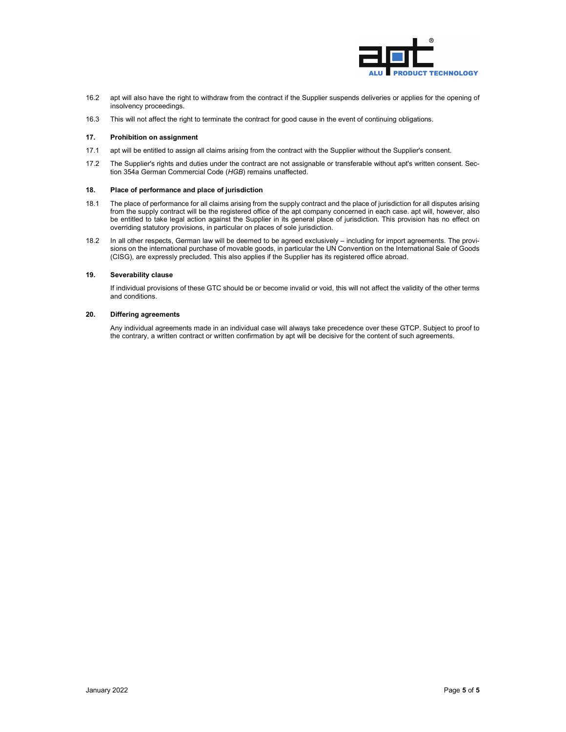16.2 apt will also have the right to withdraw from the contract if the Supplier suspends deliveries or applies for the opening of insolvency proceedings.

16.3 This will not affect the right to terminate the contract for good cause in the event of continuing obligations.

## 17. Prohibition on assignment

17.1 apt will be entitled to assign all claims arising from the contract with the Supplier without the Supplier's consent.

17.2 The Supplier's rights and duties under the contract are not assignable or transferable without apt's written consent. Section 354a German Commercial Code (*HGB*) remains unaffected.

## 18. Place of performance and place of jurisdiction

18.1 The place of performance for all claims arising from the supply contract and the place of jurisdiction for all disputes arising from the supply contract will be the registered office of the apt company concerned in each case. apt will, however, also be entitled to take legal action against the Supplier in its general place of jurisdiction. This provision has no effect on overriding statutory provisions, in particular on places of sole jurisdiction.

18.2 In all other respects, German law will be deemed to be agreed exclusively – including for import agreements. The provisions on the international purchase of movable goods, in particular the UN Convention on the International Sale of Goods (CISG), are expressly precluded. This also applies if the Supplier has its registered office abroad.

## 19. Severability clause

If individual provisions of these GTC should be or become invalid or void, this will not affect the validity of the other terms and conditions.

## 20. Differing agreements

Any individual agreements made in an individual case will always take precedence over these GTCP. Subject to proof to the contrary, a written contract or written confirmation by apt will be decisive for the content of such agreements.